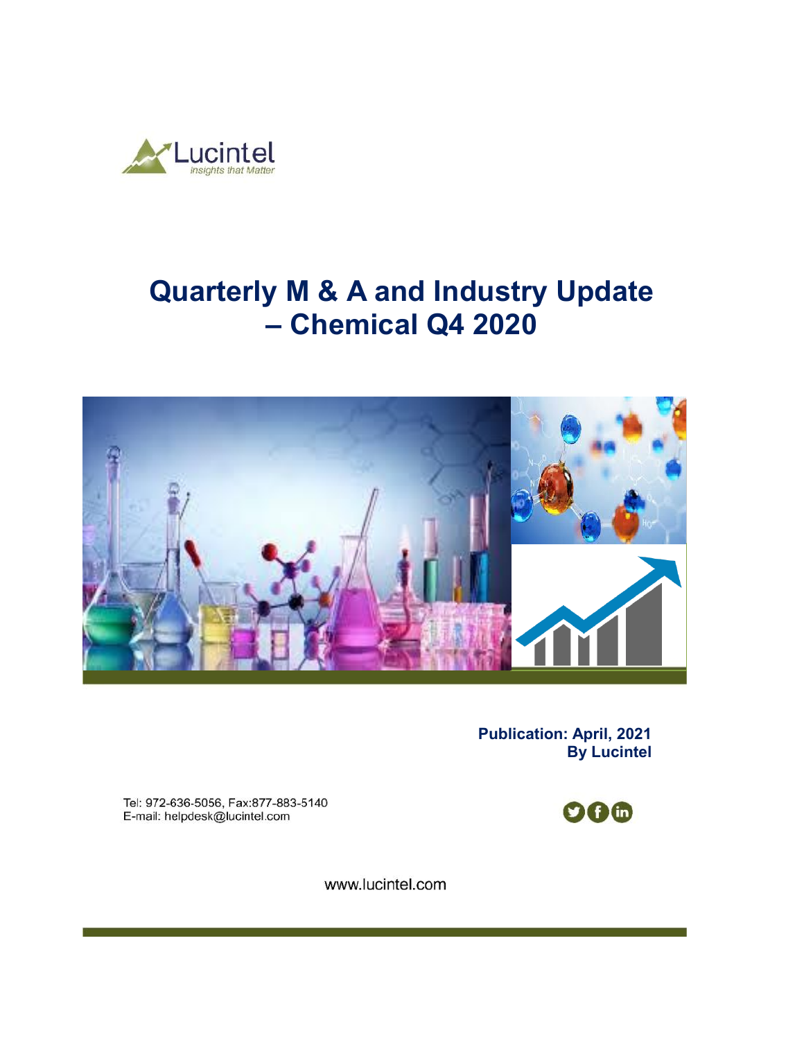Lucintel
*insights that Matter*

# Quarterly M & A and Industry Update – Chemical Q4 2020

**Publication: April, 2021**
**By Lucintel**

Tel: 972-636-5056, Fax:877-883-5140
E-mail: helpdesk@lucintel.com

www.lucintel.com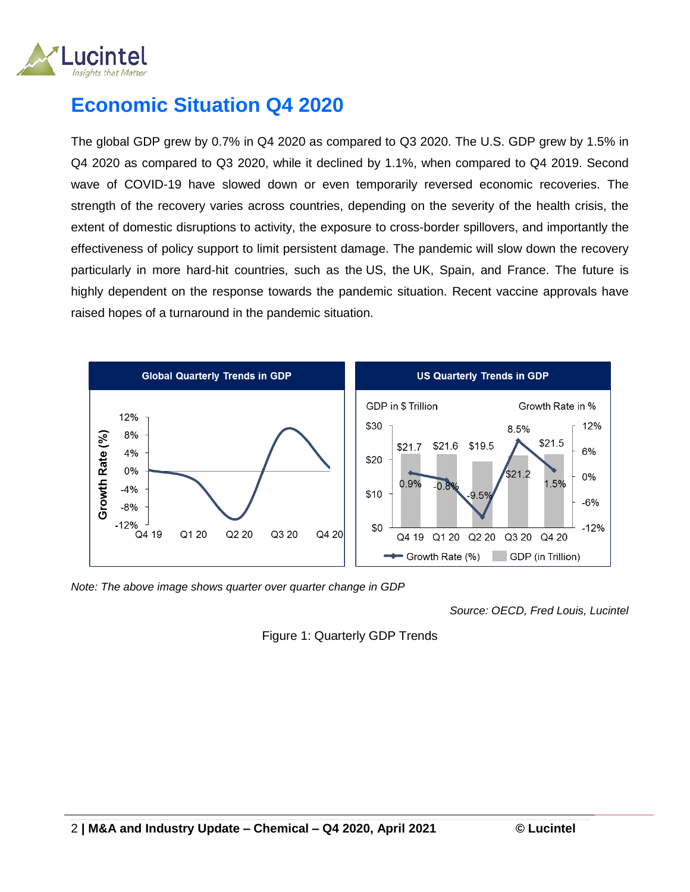# Economic Situation Q4 2020

The global GDP grew by 0.7% in Q4 2020 as compared to Q3 2020. The U.S. GDP grew by 1.5% in Q4 2020 as compared to Q3 2020, while it declined by 1.1%, when compared to Q4 2019. Second wave of COVID-19 have slowed down or even temporarily reversed economic recoveries. The strength of the recovery varies across countries, depending on the severity of the health crisis, the extent of domestic disruptions to activity, the exposure to cross-border spillovers, and importantly the effectiveness of policy support to limit persistent damage. The pandemic will slow down the recovery particularly in more hard-hit countries, such as the US, the UK, Spain, and France. The future is highly dependent on the response towards the pandemic situation. Recent vaccine approvals have raised hopes of a turnaround in the pandemic situation.

*Note: The above image shows quarter over quarter change in GDP*

*Source: OECD, Fred Louis, Lucintel*

Figure 1: Quarterly GDP Trends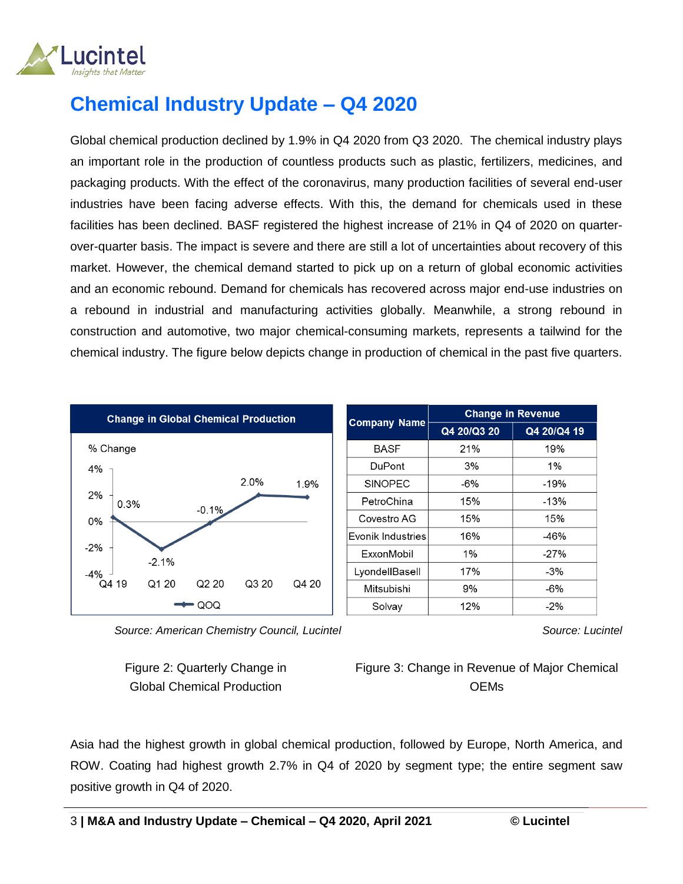# Chemical Industry Update – Q4 2020

Global chemical production declined by 1.9% in Q4 2020 from Q3 2020. The chemical industry plays an important role in the production of countless products such as plastic, fertilizers, medicines, and packaging products. With the effect of the coronavirus, many production facilities of several end-user industries have been facing adverse effects. With this, the demand for chemicals used in these facilities has been declined. BASF registered the highest increase of 21% in Q4 of 2020 on quarter-over-quarter basis. The impact is severe and there are still a lot of uncertainties about recovery of this market. However, the chemical demand started to pick up on a return of global economic activities and an economic rebound. Demand for chemicals has recovered across major end-use industries on a rebound in industrial and manufacturing activities globally. Meanwhile, a strong rebound in construction and automotive, two major chemical-consuming markets, represents a tailwind for the chemical industry. The figure below depicts change in production of chemical in the past five quarters.

**Change in Global Chemical Production**

| Quarter | QOQ % Change |
|---|---|
| Q4 19 | 0.3% |
| Q1 20 | -2.1% |
| Q2 20 | -0.1% |
| Q3 20 | 2.0% |
| Q4 20 | 1.9% |

*Source: American Chemistry Council, Lucintel*

Figure 2: Quarterly Change in Global Chemical Production

| Company Name | Change in Revenue | |
|---|---|---|
| | Q4 20/Q3 20 | Q4 20/Q4 19 |
| BASF | 21% | 19% |
| DuPont | 3% | 1% |
| SINOPEC | -6% | -19% |
| PetroChina | 15% | -13% |
| Covestro AG | 15% | 15% |
| Evonik Industries | 16% | -46% |
| ExxonMobil | 1% | -27% |
| LyondellBasell | 17% | -3% |
| Mitsubishi | 9% | -6% |
| Solvay | 12% | -2% |

*Source: Lucintel*

Figure 3: Change in Revenue of Major Chemical OEMs

Asia had the highest growth in global chemical production, followed by Europe, North America, and ROW. Coating had highest growth 2.7% in Q4 of 2020 by segment type; the entire segment saw positive growth in Q4 of 2020.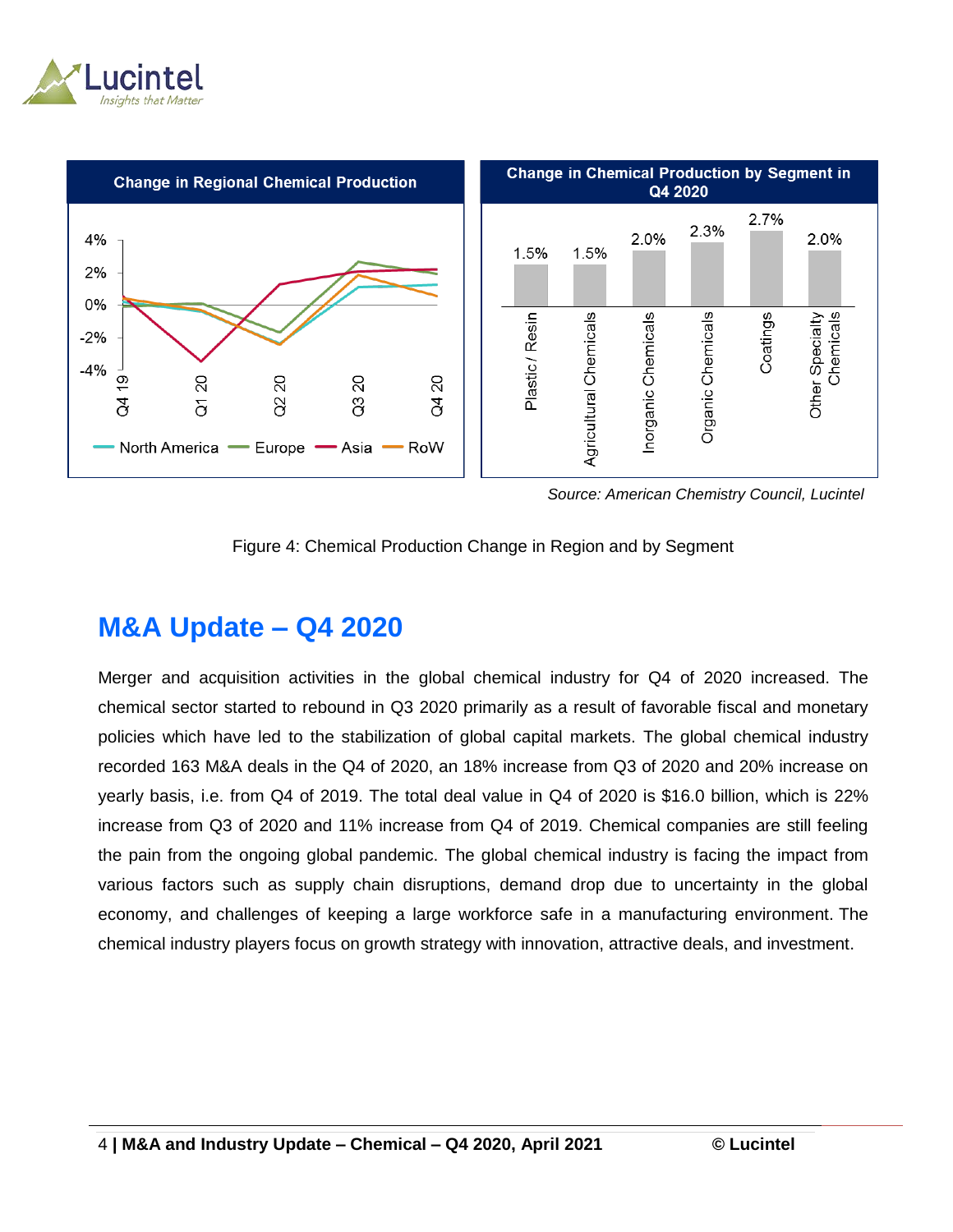Source: American Chemistry Council, Lucintel

Figure 4: Chemical Production Change in Region and by Segment

## M&A Update – Q4 2020

Merger and acquisition activities in the global chemical industry for Q4 of 2020 increased. The chemical sector started to rebound in Q3 2020 primarily as a result of favorable fiscal and monetary policies which have led to the stabilization of global capital markets. The global chemical industry recorded 163 M&A deals in the Q4 of 2020, an 18% increase from Q3 of 2020 and 20% increase on yearly basis, i.e. from Q4 of 2019. The total deal value in Q4 of 2020 is $16.0 billion, which is 22% increase from Q3 of 2020 and 11% increase from Q4 of 2019. Chemical companies are still feeling the pain from the ongoing global pandemic. The global chemical industry is facing the impact from various factors such as supply chain disruptions, demand drop due to uncertainty in the global economy, and challenges of keeping a large workforce safe in a manufacturing environment. The chemical industry players focus on growth strategy with innovation, attractive deals, and investment.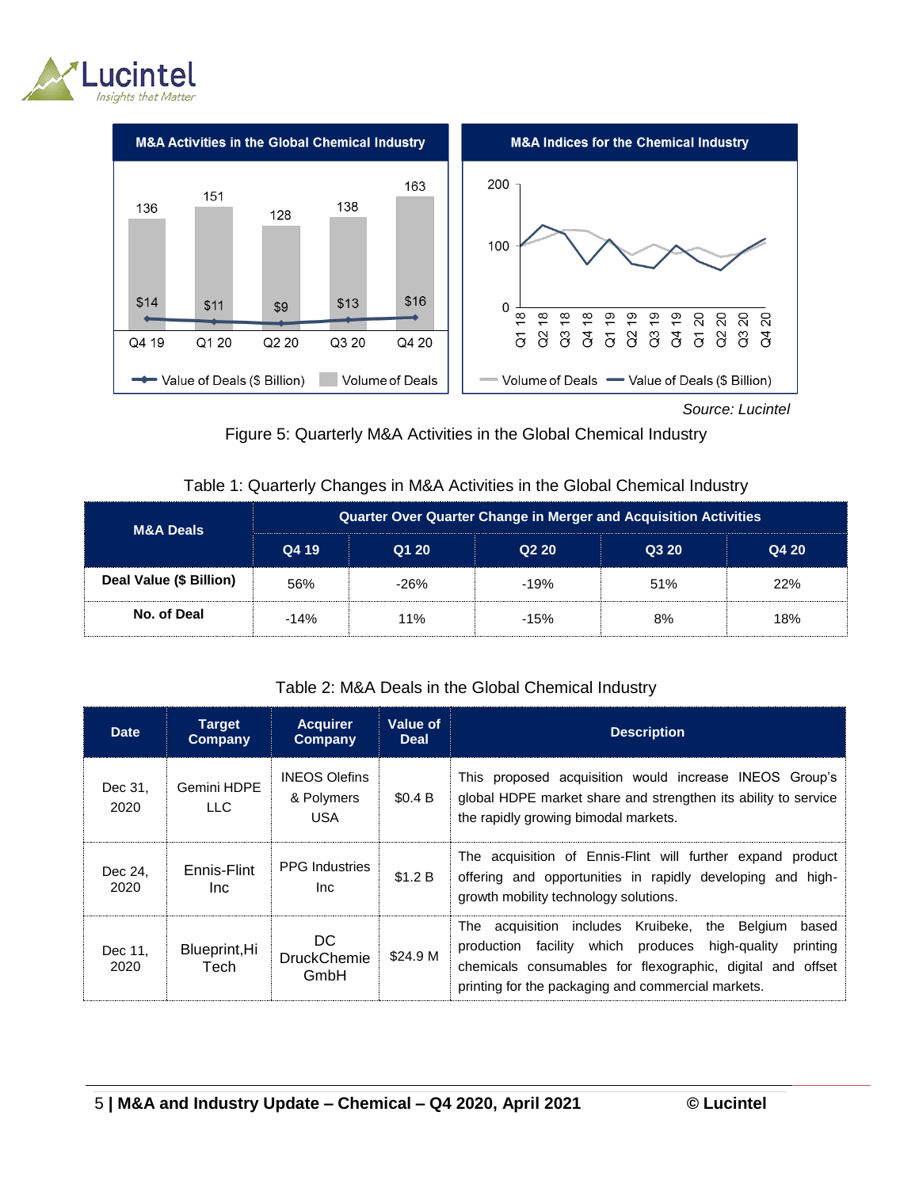**M&A Activities in the Global Chemical Industry**

| | Q4 19 | Q1 20 | Q2 20 | Q3 20 | Q4 20 |
|---|---|---|---|---|---|
| Volume of Deals | 136 | 151 | 128 | 138 | 163 |
| Value of Deals ($ Billion) | $14 | $11 | $9 | $13 | $16 |

**M&A Indices for the Chemical Industry**

Volume of Deals — Value of Deals ($ Billion) (Q1 18 – Q4 20)

*Source: Lucintel*

Figure 5: Quarterly M&A Activities in the Global Chemical Industry

Table 1: Quarterly Changes in M&A Activities in the Global Chemical Industry

| M&A Deals | Quarter Over Quarter Change in Merger and Acquisition Activities | | | | |
|---|---|---|---|---|---|
| | Q4 19 | Q1 20 | Q2 20 | Q3 20 | Q4 20 |
| **Deal Value ($ Billion)** | 56% | -26% | -19% | 51% | 22% |
| **No. of Deal** | -14% | 11% | -15% | 8% | 18% |

Table 2: M&A Deals in the Global Chemical Industry

| Date | Target Company | Acquirer Company | Value of Deal | Description |
|---|---|---|---|---|
| Dec 31, 2020 | Gemini HDPE LLC | INEOS Olefins & Polymers USA | $0.4 B | This proposed acquisition would increase INEOS Group's global HDPE market share and strengthen its ability to service the rapidly growing bimodal markets. |
| Dec 24, 2020 | Ennis-Flint Inc | PPG Industries Inc | $1.2 B | The acquisition of Ennis-Flint will further expand product offering and opportunities in rapidly developing and high-growth mobility technology solutions. |
| Dec 11, 2020 | Blueprint,Hi Tech | DC DruckChemie GmbH | $24.9 M | The acquisition includes Kruibeke, the Belgium based production facility which produces high-quality printing chemicals consumables for flexographic, digital and offset printing for the packaging and commercial markets. |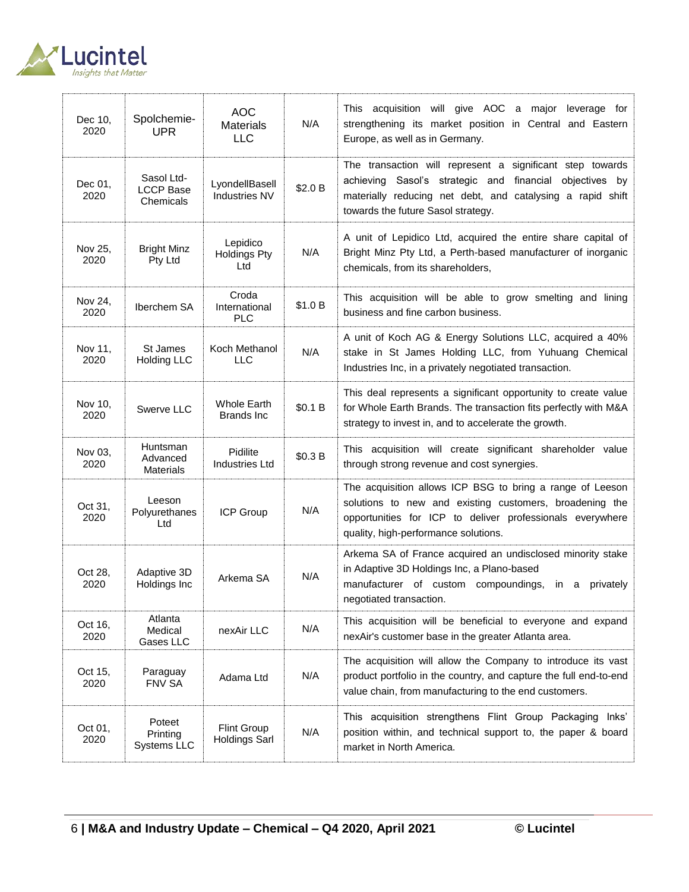| Dec 10, 2020 | Spolchemie-UPR | AOC Materials LLC | N/A | This acquisition will give AOC a major leverage for strengthening its market position in Central and Eastern Europe, as well as in Germany. |
|---|---|---|---|---|
| Dec 01, 2020 | Sasol Ltd-LCCP Base Chemicals | LyondellBasell Industries NV | $2.0 B | The transaction will represent a significant step towards achieving Sasol's strategic and financial objectives by materially reducing net debt, and catalysing a rapid shift towards the future Sasol strategy. |
| Nov 25, 2020 | Bright Minz Pty Ltd | Lepidico Holdings Pty Ltd | N/A | A unit of Lepidico Ltd, acquired the entire share capital of Bright Minz Pty Ltd, a Perth-based manufacturer of inorganic chemicals, from its shareholders, |
| Nov 24, 2020 | Iberchem SA | Croda International PLC | $1.0 B | This acquisition will be able to grow smelting and lining business and fine carbon business. |
| Nov 11, 2020 | St James Holding LLC | Koch Methanol LLC | N/A | A unit of Koch AG & Energy Solutions LLC, acquired a 40% stake in St James Holding LLC, from Yuhuang Chemical Industries Inc, in a privately negotiated transaction. |
| Nov 10, 2020 | Swerve LLC | Whole Earth Brands Inc | $0.1 B | This deal represents a significant opportunity to create value for Whole Earth Brands. The transaction fits perfectly with M&A strategy to invest in, and to accelerate the growth. |
| Nov 03, 2020 | Huntsman Advanced Materials | Pidilite Industries Ltd | $0.3 B | This acquisition will create significant shareholder value through strong revenue and cost synergies. |
| Oct 31, 2020 | Leeson Polyurethanes Ltd | ICP Group | N/A | The acquisition allows ICP BSG to bring a range of Leeson solutions to new and existing customers, broadening the opportunities for ICP to deliver professionals everywhere quality, high-performance solutions. |
| Oct 28, 2020 | Adaptive 3D Holdings Inc | Arkema SA | N/A | Arkema SA of France acquired an undisclosed minority stake in Adaptive 3D Holdings Inc, a Plano-based manufacturer of custom compoundings, in a privately negotiated transaction. |
| Oct 16, 2020 | Atlanta Medical Gases LLC | nexAir LLC | N/A | This acquisition will be beneficial to everyone and expand nexAir's customer base in the greater Atlanta area. |
| Oct 15, 2020 | Paraguay FNV SA | Adama Ltd | N/A | The acquisition will allow the Company to introduce its vast product portfolio in the country, and capture the full end-to-end value chain, from manufacturing to the end customers. |
| Oct 01, 2020 | Poteet Printing Systems LLC | Flint Group Holdings Sarl | N/A | This acquisition strengthens Flint Group Packaging Inks' position within, and technical support to, the paper & board market in North America. |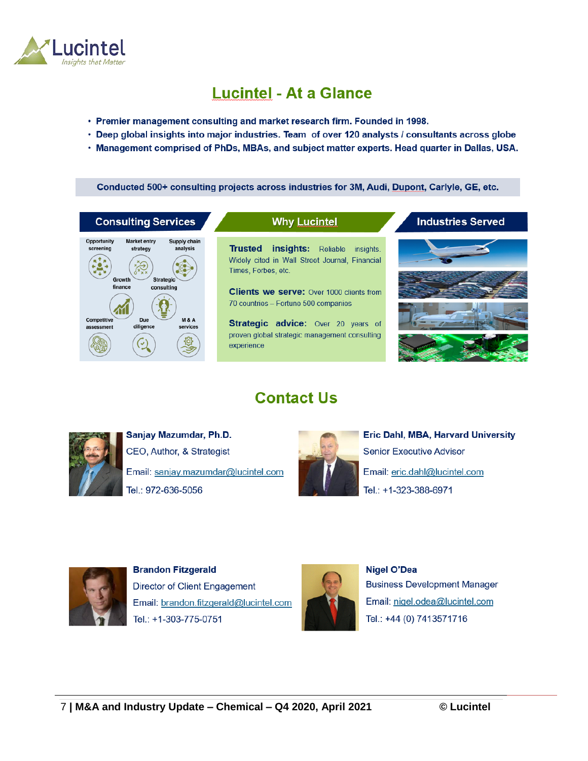# Lucintel - At a Glance

- Premier management consulting and market research firm. Founded in 1998.
- Deep global insights into major industries. Team of over 120 analysts / consultants across globe
- Management comprised of PhDs, MBAs, and subject matter experts. Head quarter in Dallas, USA.

**Conducted 500+ consulting projects across industries for 3M, Audi, Dupont, Carlyle, GE, etc.**

## Consulting Services

Opportunity screening

Market entry strategy

Supply chain analysis

Growth finance

Strategic consulting

Competitive assessment

Due diligence

M & A services

## Why Lucintel

**Trusted insights:** Reliable insights. Widely cited in Wall Street Journal, Financial Times, Forbes, etc.

**Clients we serve:** Over 1000 clients from 70 countries – Fortune 500 companies

**Strategic advice:** Over 20 years of proven global strategic management consulting experience

## Industries Served

# Contact Us

**Sanjay Mazumdar, Ph.D.**
CEO, Author, & Strategist
Email: sanjay.mazumdar@lucintel.com
Tel.: 972-636-5056

**Eric Dahl, MBA, Harvard University**
Senior Executive Advisor
Email: eric.dahl@lucintel.com
Tel.: +1-323-388-6971

**Brandon Fitzgerald**
Director of Client Engagement
Email: brandon.fitzgerald@lucintel.com
Tel.: +1-303-775-0751

**Nigel O'Dea**
Business Development Manager
Email: nigel.odea@lucintel.com
Tel.: +44 (0) 7413571716